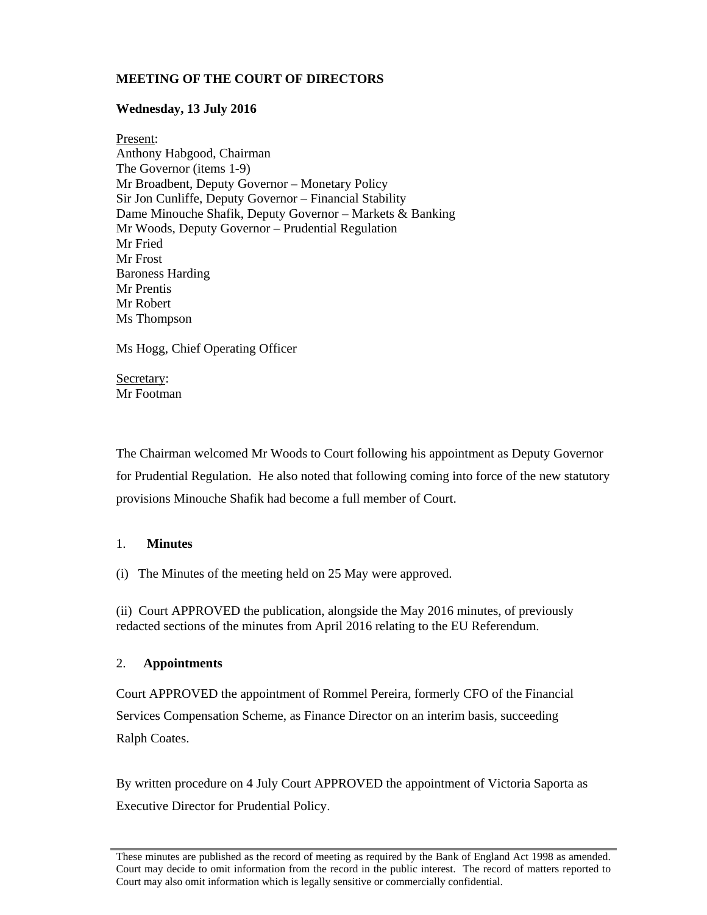**MEETING OF THE COURT OF DIRECTORS**

**Wednesday, 13 July 2016**

Present:
Anthony Habgood, Chairman
The Governor (items 1-9)
Mr Broadbent, Deputy Governor – Monetary Policy
Sir Jon Cunliffe, Deputy Governor – Financial Stability
Dame Minouche Shafik, Deputy Governor – Markets & Banking
Mr Woods, Deputy Governor – Prudential Regulation
Mr Fried
Mr Frost
Baroness Harding
Mr Prentis
Mr Robert
Ms Thompson

Ms Hogg, Chief Operating Officer

Secretary:
Mr Footman

The Chairman welcomed Mr Woods to Court following his appointment as Deputy Governor for Prudential Regulation. He also noted that following coming into force of the new statutory provisions Minouche Shafik had become a full member of Court.

1. **Minutes**

(i) The Minutes of the meeting held on 25 May were approved.

(ii) Court APPROVED the publication, alongside the May 2016 minutes, of previously redacted sections of the minutes from April 2016 relating to the EU Referendum.

2. **Appointments**

Court APPROVED the appointment of Rommel Pereira, formerly CFO of the Financial Services Compensation Scheme, as Finance Director on an interim basis, succeeding Ralph Coates.

By written procedure on 4 July Court APPROVED the appointment of Victoria Saporta as Executive Director for Prudential Policy.

These minutes are published as the record of meeting as required by the Bank of England Act 1998 as amended. Court may decide to omit information from the record in the public interest. The record of matters reported to Court may also omit information which is legally sensitive or commercially confidential.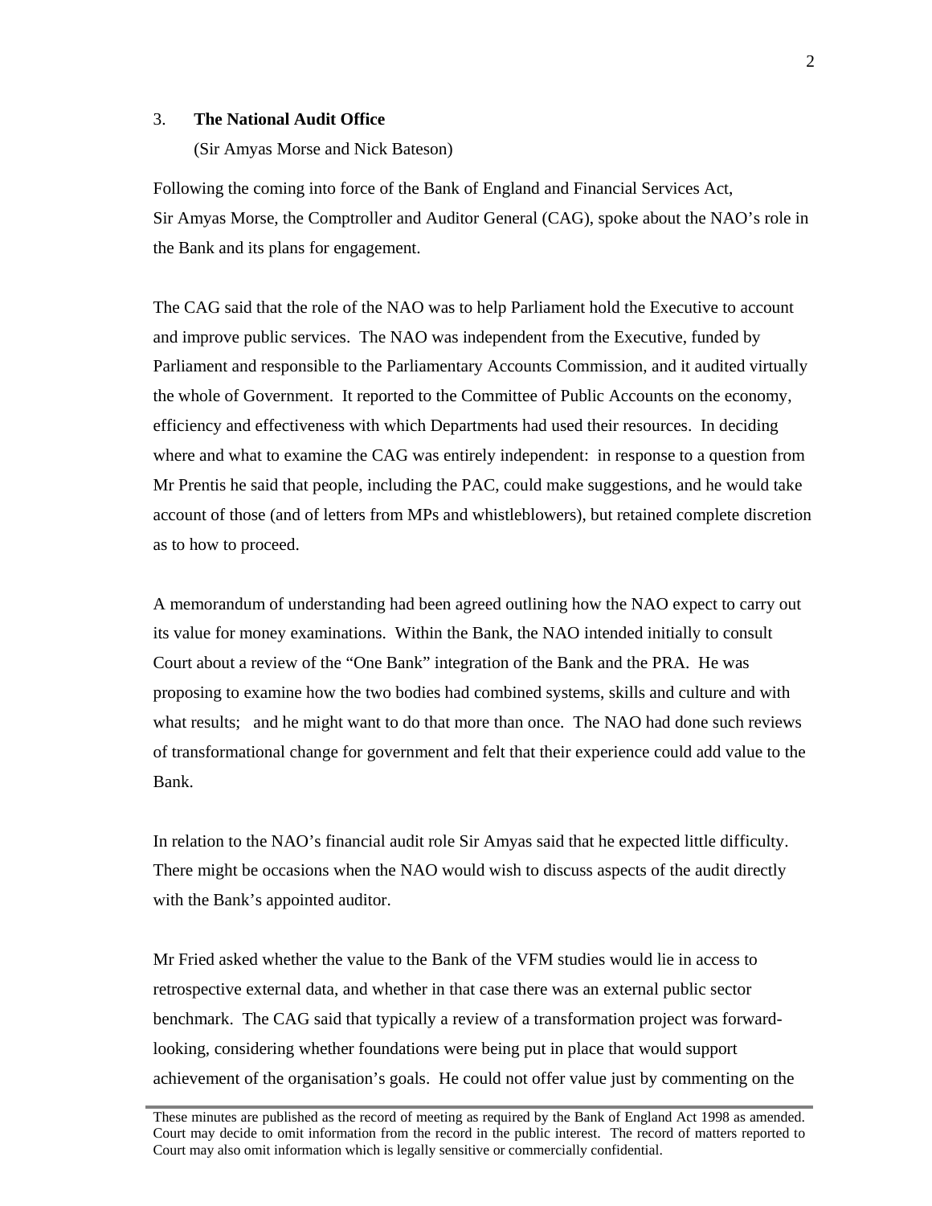3. **The National Audit Office**

(Sir Amyas Morse and Nick Bateson)

Following the coming into force of the Bank of England and Financial Services Act, Sir Amyas Morse, the Comptroller and Auditor General (CAG), spoke about the NAO's role in the Bank and its plans for engagement.

The CAG said that the role of the NAO was to help Parliament hold the Executive to account and improve public services. The NAO was independent from the Executive, funded by Parliament and responsible to the Parliamentary Accounts Commission, and it audited virtually the whole of Government. It reported to the Committee of Public Accounts on the economy, efficiency and effectiveness with which Departments had used their resources. In deciding where and what to examine the CAG was entirely independent: in response to a question from Mr Prentis he said that people, including the PAC, could make suggestions, and he would take account of those (and of letters from MPs and whistleblowers), but retained complete discretion as to how to proceed.

A memorandum of understanding had been agreed outlining how the NAO expect to carry out its value for money examinations. Within the Bank, the NAO intended initially to consult Court about a review of the "One Bank" integration of the Bank and the PRA. He was proposing to examine how the two bodies had combined systems, skills and culture and with what results; and he might want to do that more than once. The NAO had done such reviews of transformational change for government and felt that their experience could add value to the Bank.

In relation to the NAO's financial audit role Sir Amyas said that he expected little difficulty. There might be occasions when the NAO would wish to discuss aspects of the audit directly with the Bank's appointed auditor.

Mr Fried asked whether the value to the Bank of the VFM studies would lie in access to retrospective external data, and whether in that case there was an external public sector benchmark. The CAG said that typically a review of a transformation project was forward-looking, considering whether foundations were being put in place that would support achievement of the organisation's goals. He could not offer value just by commenting on the

These minutes are published as the record of meeting as required by the Bank of England Act 1998 as amended. Court may decide to omit information from the record in the public interest. The record of matters reported to Court may also omit information which is legally sensitive or commercially confidential.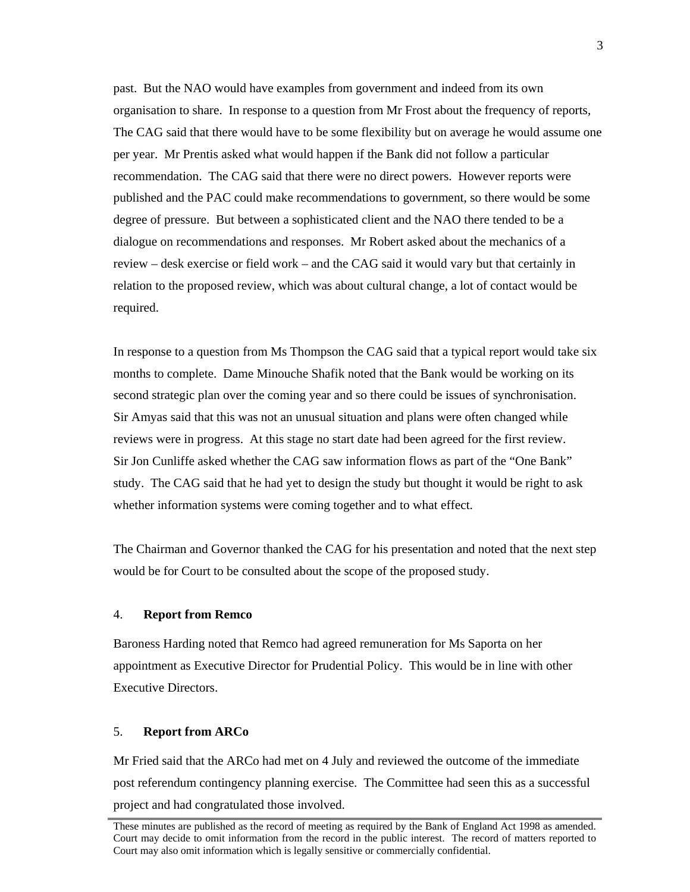past. But the NAO would have examples from government and indeed from its own organisation to share. In response to a question from Mr Frost about the frequency of reports, The CAG said that there would have to be some flexibility but on average he would assume one per year. Mr Prentis asked what would happen if the Bank did not follow a particular recommendation. The CAG said that there were no direct powers. However reports were published and the PAC could make recommendations to government, so there would be some degree of pressure. But between a sophisticated client and the NAO there tended to be a dialogue on recommendations and responses. Mr Robert asked about the mechanics of a review – desk exercise or field work – and the CAG said it would vary but that certainly in relation to the proposed review, which was about cultural change, a lot of contact would be required.

In response to a question from Ms Thompson the CAG said that a typical report would take six months to complete. Dame Minouche Shafik noted that the Bank would be working on its second strategic plan over the coming year and so there could be issues of synchronisation. Sir Amyas said that this was not an unusual situation and plans were often changed while reviews were in progress. At this stage no start date had been agreed for the first review. Sir Jon Cunliffe asked whether the CAG saw information flows as part of the "One Bank" study. The CAG said that he had yet to design the study but thought it would be right to ask whether information systems were coming together and to what effect.

The Chairman and Governor thanked the CAG for his presentation and noted that the next step would be for Court to be consulted about the scope of the proposed study.

## 4. **Report from Remco**

Baroness Harding noted that Remco had agreed remuneration for Ms Saporta on her appointment as Executive Director for Prudential Policy. This would be in line with other Executive Directors.

## 5. **Report from ARCo**

Mr Fried said that the ARCo had met on 4 July and reviewed the outcome of the immediate post referendum contingency planning exercise. The Committee had seen this as a successful project and had congratulated those involved.

---

These minutes are published as the record of meeting as required by the Bank of England Act 1998 as amended. Court may decide to omit information from the record in the public interest. The record of matters reported to Court may also omit information which is legally sensitive or commercially confidential.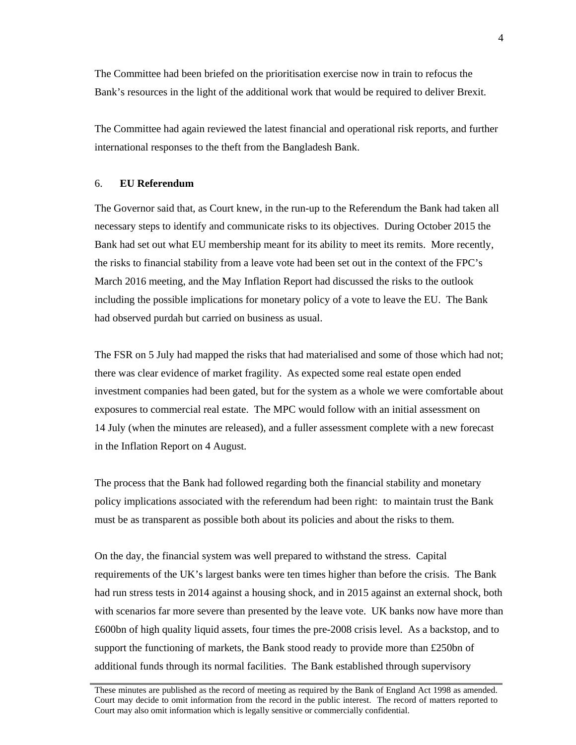The Committee had been briefed on the prioritisation exercise now in train to refocus the Bank's resources in the light of the additional work that would be required to deliver Brexit.

The Committee had again reviewed the latest financial and operational risk reports, and further international responses to the theft from the Bangladesh Bank.

6. **EU Referendum**

The Governor said that, as Court knew, in the run-up to the Referendum the Bank had taken all necessary steps to identify and communicate risks to its objectives. During October 2015 the Bank had set out what EU membership meant for its ability to meet its remits. More recently, the risks to financial stability from a leave vote had been set out in the context of the FPC's March 2016 meeting, and the May Inflation Report had discussed the risks to the outlook including the possible implications for monetary policy of a vote to leave the EU. The Bank had observed purdah but carried on business as usual.

The FSR on 5 July had mapped the risks that had materialised and some of those which had not; there was clear evidence of market fragility. As expected some real estate open ended investment companies had been gated, but for the system as a whole we were comfortable about exposures to commercial real estate. The MPC would follow with an initial assessment on 14 July (when the minutes are released), and a fuller assessment complete with a new forecast in the Inflation Report on 4 August.

The process that the Bank had followed regarding both the financial stability and monetary policy implications associated with the referendum had been right: to maintain trust the Bank must be as transparent as possible both about its policies and about the risks to them.

On the day, the financial system was well prepared to withstand the stress. Capital requirements of the UK's largest banks were ten times higher than before the crisis. The Bank had run stress tests in 2014 against a housing shock, and in 2015 against an external shock, both with scenarios far more severe than presented by the leave vote. UK banks now have more than £600bn of high quality liquid assets, four times the pre-2008 crisis level. As a backstop, and to support the functioning of markets, the Bank stood ready to provide more than £250bn of additional funds through its normal facilities. The Bank established through supervisory

These minutes are published as the record of meeting as required by the Bank of England Act 1998 as amended. Court may decide to omit information from the record in the public interest. The record of matters reported to Court may also omit information which is legally sensitive or commercially confidential.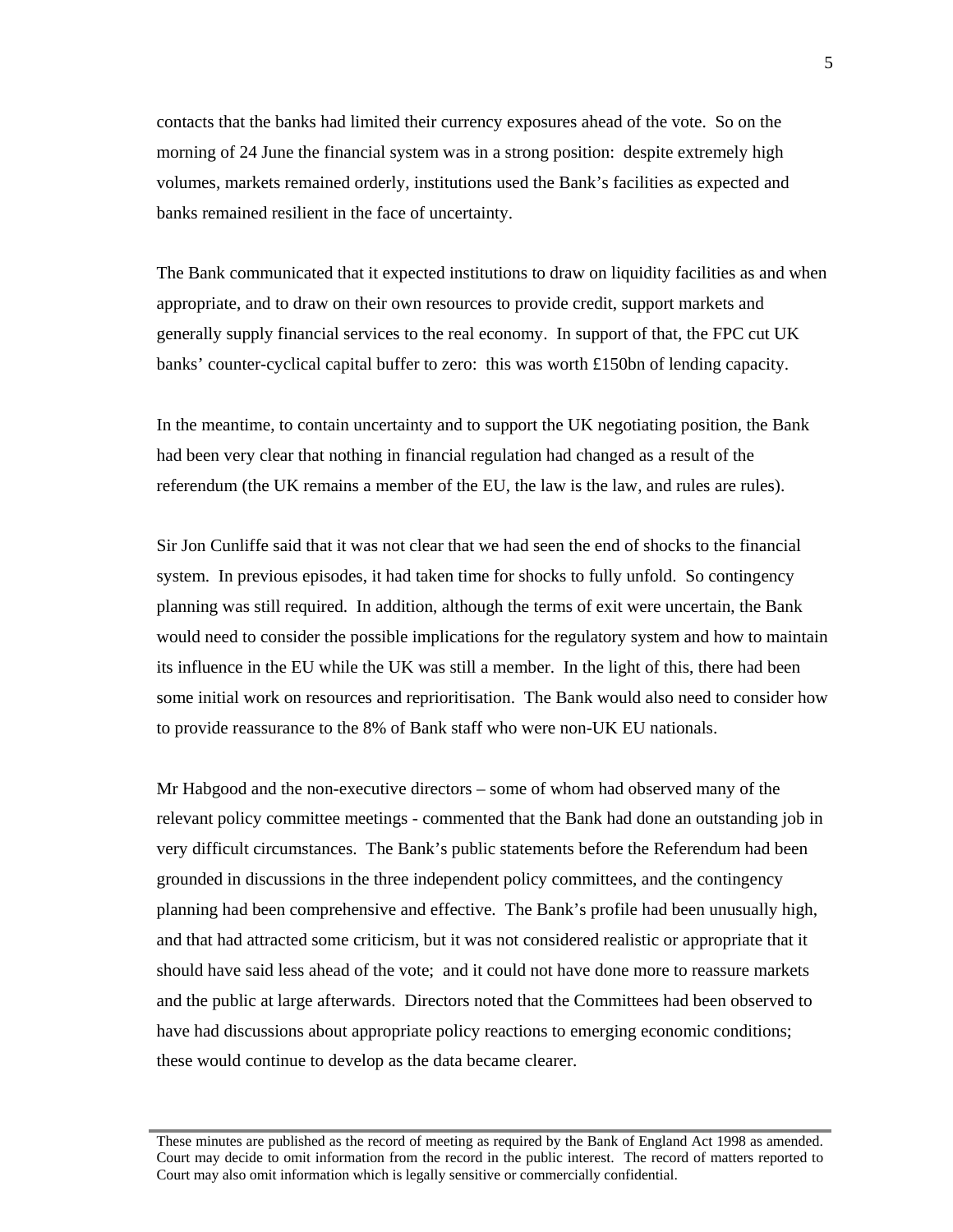contacts that the banks had limited their currency exposures ahead of the vote. So on the morning of 24 June the financial system was in a strong position: despite extremely high volumes, markets remained orderly, institutions used the Bank's facilities as expected and banks remained resilient in the face of uncertainty.

The Bank communicated that it expected institutions to draw on liquidity facilities as and when appropriate, and to draw on their own resources to provide credit, support markets and generally supply financial services to the real economy. In support of that, the FPC cut UK banks' counter-cyclical capital buffer to zero: this was worth £150bn of lending capacity.

In the meantime, to contain uncertainty and to support the UK negotiating position, the Bank had been very clear that nothing in financial regulation had changed as a result of the referendum (the UK remains a member of the EU, the law is the law, and rules are rules).

Sir Jon Cunliffe said that it was not clear that we had seen the end of shocks to the financial system. In previous episodes, it had taken time for shocks to fully unfold. So contingency planning was still required. In addition, although the terms of exit were uncertain, the Bank would need to consider the possible implications for the regulatory system and how to maintain its influence in the EU while the UK was still a member. In the light of this, there had been some initial work on resources and reprioritisation. The Bank would also need to consider how to provide reassurance to the 8% of Bank staff who were non-UK EU nationals.

Mr Habgood and the non-executive directors – some of whom had observed many of the relevant policy committee meetings - commented that the Bank had done an outstanding job in very difficult circumstances. The Bank's public statements before the Referendum had been grounded in discussions in the three independent policy committees, and the contingency planning had been comprehensive and effective. The Bank's profile had been unusually high, and that had attracted some criticism, but it was not considered realistic or appropriate that it should have said less ahead of the vote; and it could not have done more to reassure markets and the public at large afterwards. Directors noted that the Committees had been observed to have had discussions about appropriate policy reactions to emerging economic conditions; these would continue to develop as the data became clearer.

These minutes are published as the record of meeting as required by the Bank of England Act 1998 as amended. Court may decide to omit information from the record in the public interest. The record of matters reported to Court may also omit information which is legally sensitive or commercially confidential.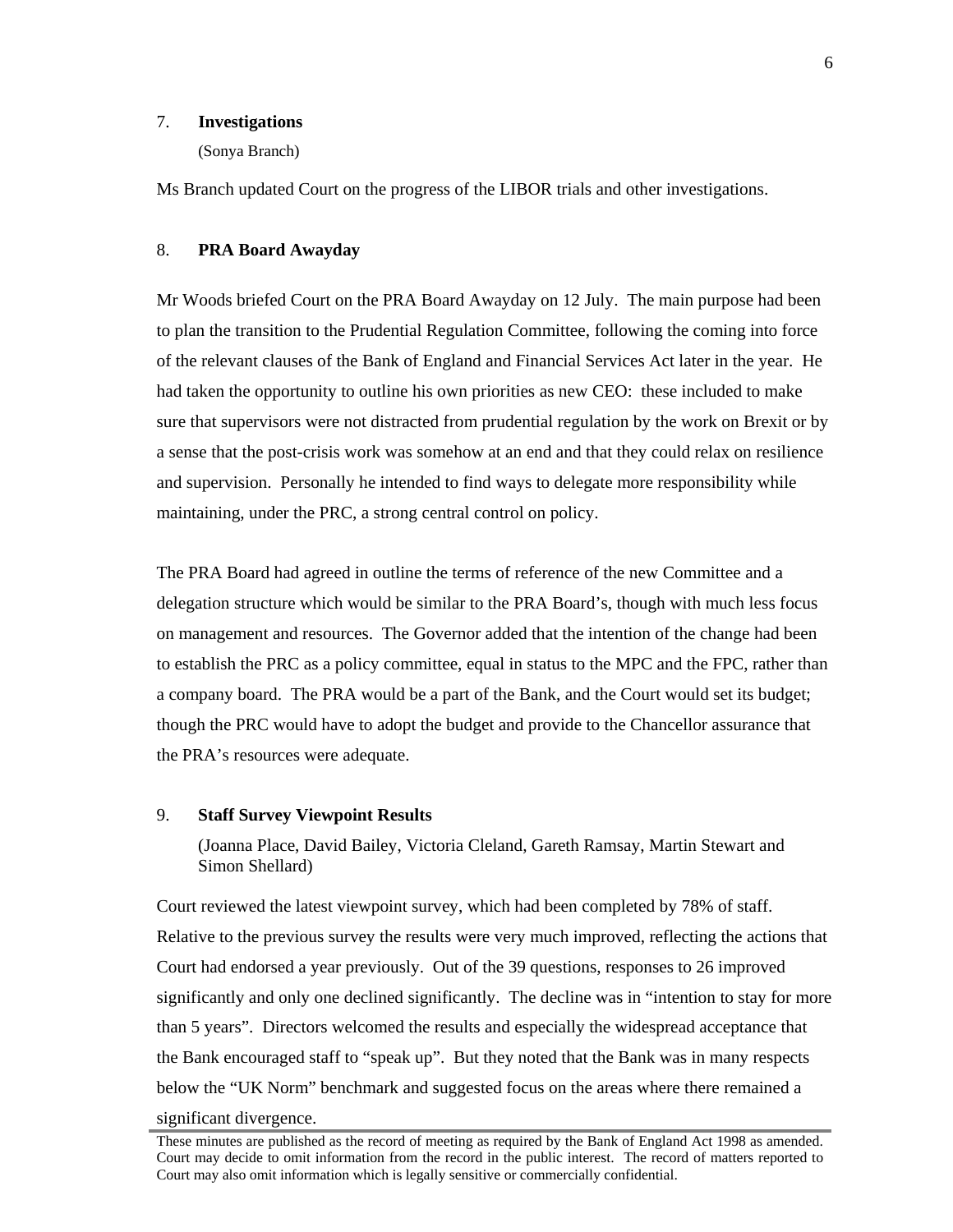## 7. **Investigations**

(Sonya Branch)

Ms Branch updated Court on the progress of the LIBOR trials and other investigations.

## 8. **PRA Board Awayday**

Mr Woods briefed Court on the PRA Board Awayday on 12 July. The main purpose had been to plan the transition to the Prudential Regulation Committee, following the coming into force of the relevant clauses of the Bank of England and Financial Services Act later in the year. He had taken the opportunity to outline his own priorities as new CEO: these included to make sure that supervisors were not distracted from prudential regulation by the work on Brexit or by a sense that the post-crisis work was somehow at an end and that they could relax on resilience and supervision. Personally he intended to find ways to delegate more responsibility while maintaining, under the PRC, a strong central control on policy.

The PRA Board had agreed in outline the terms of reference of the new Committee and a delegation structure which would be similar to the PRA Board's, though with much less focus on management and resources. The Governor added that the intention of the change had been to establish the PRC as a policy committee, equal in status to the MPC and the FPC, rather than a company board. The PRA would be a part of the Bank, and the Court would set its budget; though the PRC would have to adopt the budget and provide to the Chancellor assurance that the PRA's resources were adequate.

## 9. **Staff Survey Viewpoint Results**

(Joanna Place, David Bailey, Victoria Cleland, Gareth Ramsay, Martin Stewart and Simon Shellard)

Court reviewed the latest viewpoint survey, which had been completed by 78% of staff. Relative to the previous survey the results were very much improved, reflecting the actions that Court had endorsed a year previously. Out of the 39 questions, responses to 26 improved significantly and only one declined significantly. The decline was in "intention to stay for more than 5 years". Directors welcomed the results and especially the widespread acceptance that the Bank encouraged staff to "speak up". But they noted that the Bank was in many respects below the "UK Norm" benchmark and suggested focus on the areas where there remained a significant divergence.

These minutes are published as the record of meeting as required by the Bank of England Act 1998 as amended. Court may decide to omit information from the record in the public interest. The record of matters reported to Court may also omit information which is legally sensitive or commercially confidential.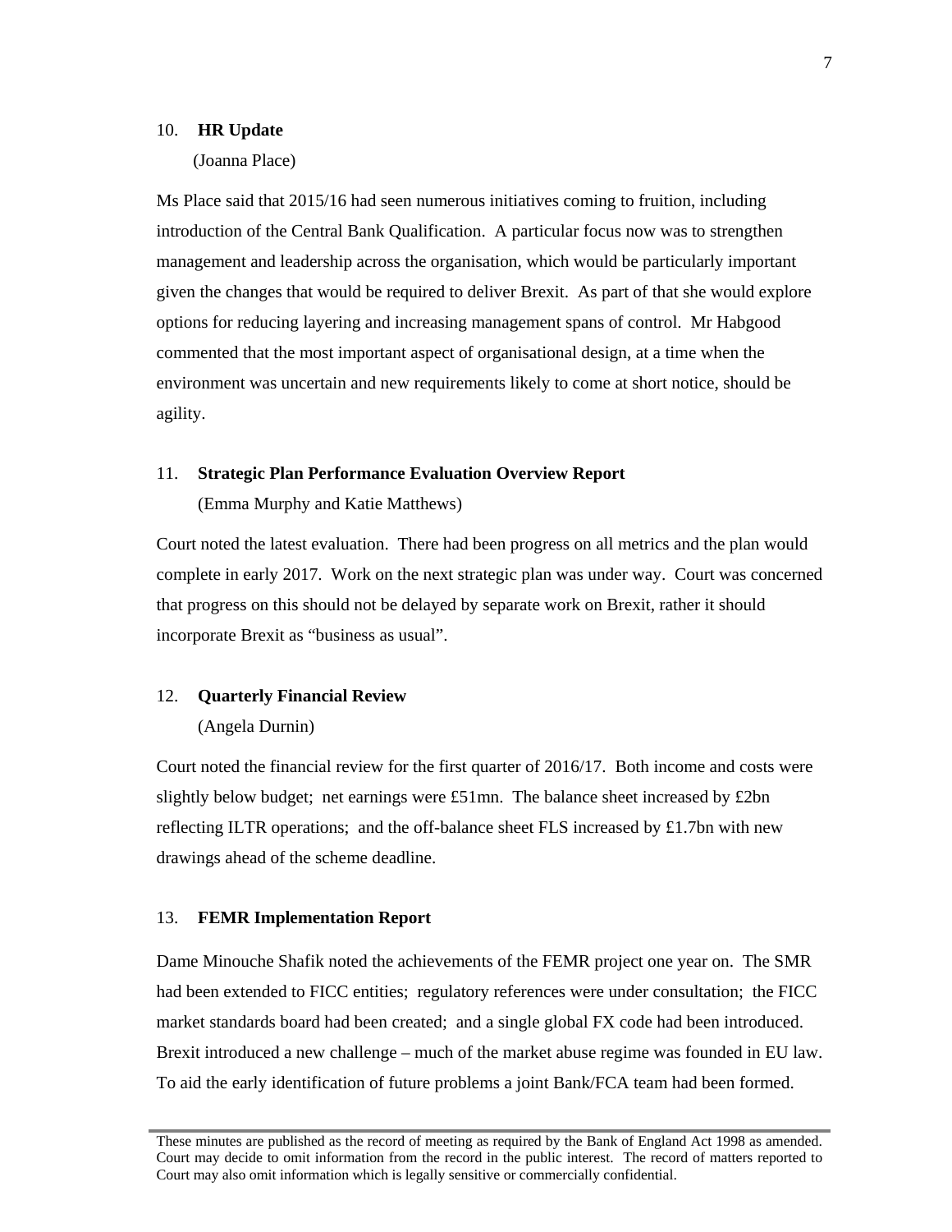## 10. HR Update

(Joanna Place)

Ms Place said that 2015/16 had seen numerous initiatives coming to fruition, including introduction of the Central Bank Qualification. A particular focus now was to strengthen management and leadership across the organisation, which would be particularly important given the changes that would be required to deliver Brexit. As part of that she would explore options for reducing layering and increasing management spans of control. Mr Habgood commented that the most important aspect of organisational design, at a time when the environment was uncertain and new requirements likely to come at short notice, should be agility.

## 11. Strategic Plan Performance Evaluation Overview Report

(Emma Murphy and Katie Matthews)

Court noted the latest evaluation. There had been progress on all metrics and the plan would complete in early 2017. Work on the next strategic plan was under way. Court was concerned that progress on this should not be delayed by separate work on Brexit, rather it should incorporate Brexit as "business as usual".

## 12. Quarterly Financial Review

(Angela Durnin)

Court noted the financial review for the first quarter of 2016/17. Both income and costs were slightly below budget; net earnings were £51mn. The balance sheet increased by £2bn reflecting ILTR operations; and the off-balance sheet FLS increased by £1.7bn with new drawings ahead of the scheme deadline.

## 13. FEMR Implementation Report

Dame Minouche Shafik noted the achievements of the FEMR project one year on. The SMR had been extended to FICC entities; regulatory references were under consultation; the FICC market standards board had been created; and a single global FX code had been introduced. Brexit introduced a new challenge – much of the market abuse regime was founded in EU law. To aid the early identification of future problems a joint Bank/FCA team had been formed.

These minutes are published as the record of meeting as required by the Bank of England Act 1998 as amended. Court may decide to omit information from the record in the public interest. The record of matters reported to Court may also omit information which is legally sensitive or commercially confidential.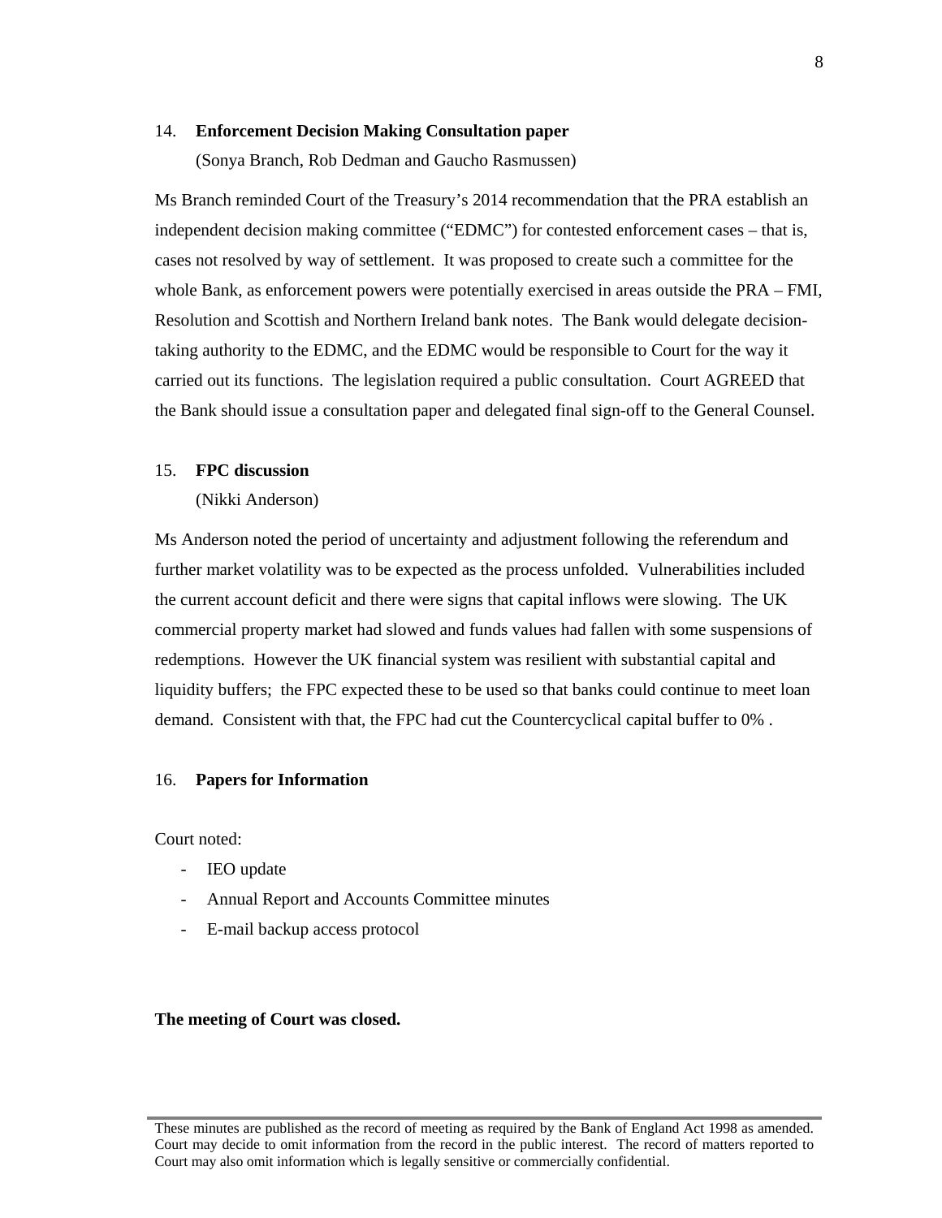14. **Enforcement Decision Making Consultation paper**
    (Sonya Branch, Rob Dedman and Gaucho Rasmussen)

Ms Branch reminded Court of the Treasury's 2014 recommendation that the PRA establish an independent decision making committee ("EDMC") for contested enforcement cases – that is, cases not resolved by way of settlement. It was proposed to create such a committee for the whole Bank, as enforcement powers were potentially exercised in areas outside the PRA – FMI, Resolution and Scottish and Northern Ireland bank notes. The Bank would delegate decision-taking authority to the EDMC, and the EDMC would be responsible to Court for the way it carried out its functions. The legislation required a public consultation. Court AGREED that the Bank should issue a consultation paper and delegated final sign-off to the General Counsel.

15. **FPC discussion**
    (Nikki Anderson)

Ms Anderson noted the period of uncertainty and adjustment following the referendum and further market volatility was to be expected as the process unfolded. Vulnerabilities included the current account deficit and there were signs that capital inflows were slowing. The UK commercial property market had slowed and funds values had fallen with some suspensions of redemptions. However the UK financial system was resilient with substantial capital and liquidity buffers; the FPC expected these to be used so that banks could continue to meet loan demand. Consistent with that, the FPC had cut the Countercyclical capital buffer to 0% .

16. **Papers for Information**

Court noted:

- IEO update
- Annual Report and Accounts Committee minutes
- E-mail backup access protocol

**The meeting of Court was closed.**

These minutes are published as the record of meeting as required by the Bank of England Act 1998 as amended. Court may decide to omit information from the record in the public interest. The record of matters reported to Court may also omit information which is legally sensitive or commercially confidential.